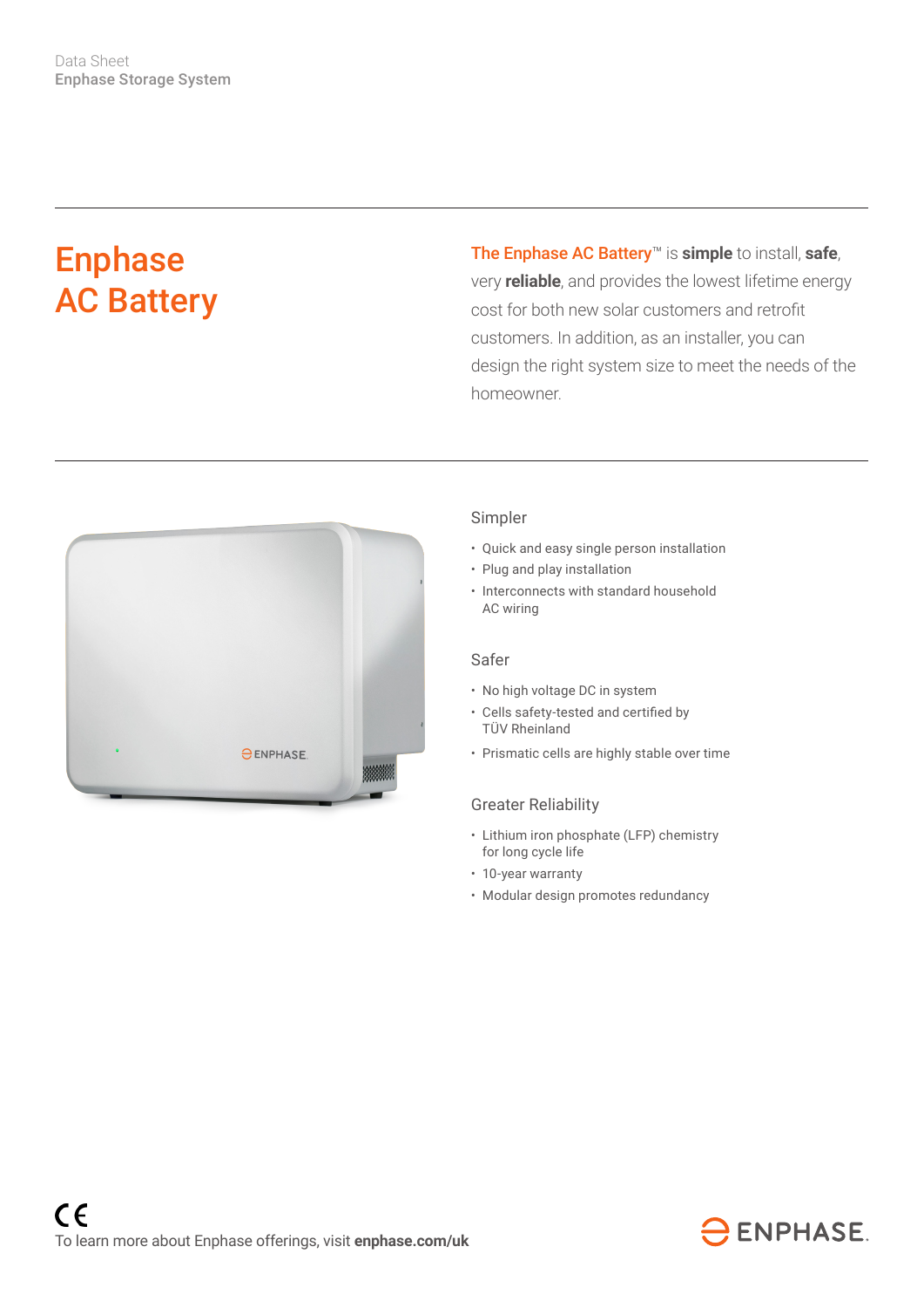Data Sheet
**Enphase Storage System**

# Enphase AC Battery

**The Enphase AC Battery™** is **simple** to install, **safe**, very **reliable**, and provides the lowest lifetime energy cost for both new solar customers and retrofit customers. In addition, as an installer, you can design the right system size to meet the needs of the homeowner.

## Simpler

- Quick and easy single person installation
- Plug and play installation
- Interconnects with standard household AC wiring

## Safer

- No high voltage DC in system
- Cells safety-tested and certified by TÜV Rheinland
- Prismatic cells are highly stable over time

## Greater Reliability

- Lithium iron phosphate (LFP) chemistry for long cycle life
- 10-year warranty
- Modular design promotes redundancy

CE

To learn more about Enphase offerings, visit **enphase.com/uk**

ENPHASE.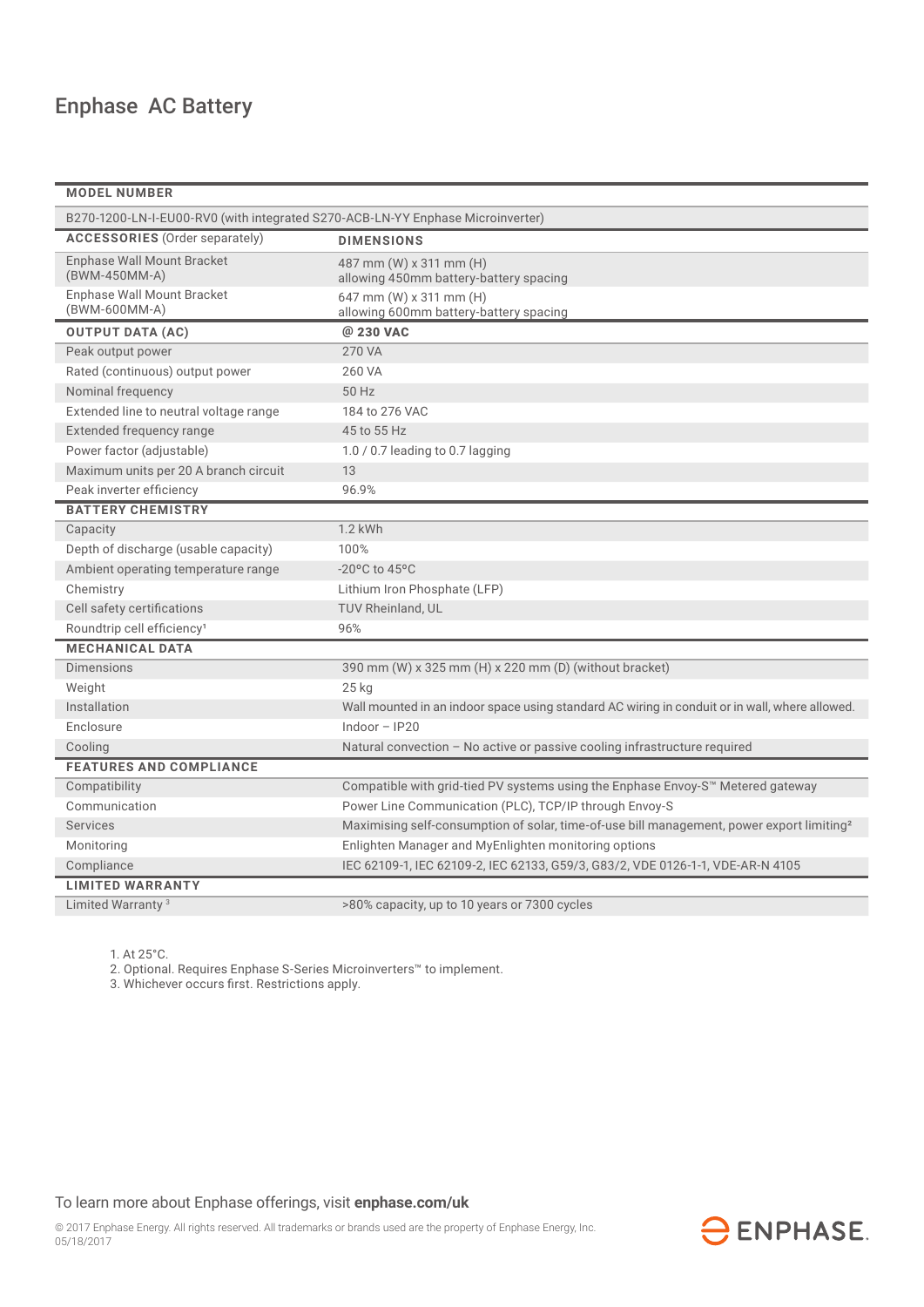# Enphase AC Battery

| MODEL NUMBER | |
|---|---|
| B270-1200-LN-I-EU00-RV0 (with integrated S270-ACB-LN-YY Enphase Microinverter) | |
| **ACCESSORIES** (Order separately) | **DIMENSIONS** |
| Enphase Wall Mount Bracket (BWM-450MM-A) | 487 mm (W) x 311 mm (H) allowing 450mm battery-battery spacing |
| Enphase Wall Mount Bracket (BWM-600MM-A) | 647 mm (W) x 311 mm (H) allowing 600mm battery-battery spacing |
| **OUTPUT DATA (AC)** | **@ 230 VAC** |
| Peak output power | 270 VA |
| Rated (continuous) output power | 260 VA |
| Nominal frequency | 50 Hz |
| Extended line to neutral voltage range | 184 to 276 VAC |
| Extended frequency range | 45 to 55 Hz |
| Power factor (adjustable) | 1.0 / 0.7 leading to 0.7 lagging |
| Maximum units per 20 A branch circuit | 13 |
| Peak inverter efficiency | 96.9% |
| **BATTERY CHEMISTRY** | |
| Capacity | 1.2 kWh |
| Depth of discharge (usable capacity) | 100% |
| Ambient operating temperature range | -20ºC to 45ºC |
| Chemistry | Lithium Iron Phosphate (LFP) |
| Cell safety certifications | TUV Rheinland, UL |
| Roundtrip cell efficiency[1] | 96% |
| **MECHANICAL DATA** | |
| Dimensions | 390 mm (W) x 325 mm (H) x 220 mm (D) (without bracket) |
| Weight | 25 kg |
| Installation | Wall mounted in an indoor space using standard AC wiring in conduit or in wall, where allowed. |
| Enclosure | Indoor – IP20 |
| Cooling | Natural convection – No active or passive cooling infrastructure required |
| **FEATURES AND COMPLIANCE** | |
| Compatibility | Compatible with grid-tied PV systems using the Enphase Envoy-S™ Metered gateway |
| Communication | Power Line Communication (PLC), TCP/IP through Envoy-S |
| Services | Maximising self-consumption of solar, time-of-use bill management, power export limiting[2] |
| Monitoring | Enlighten Manager and MyEnlighten monitoring options |
| Compliance | IEC 62109-1, IEC 62109-2, IEC 62133, G59/3, G83/2, VDE 0126-1-1, VDE-AR-N 4105 |
| **LIMITED WARRANTY** | |
| Limited Warranty [3] | >80% capacity, up to 10 years or 7300 cycles |

1. At 25°C.
2. Optional. Requires Enphase S-Series Microinverters™ to implement.
3. Whichever occurs first. Restrictions apply.

To learn more about Enphase offerings, visit **enphase.com/uk**

© 2017 Enphase Energy. All rights reserved. All trademarks or brands used are the property of Enphase Energy, Inc.
05/18/2017